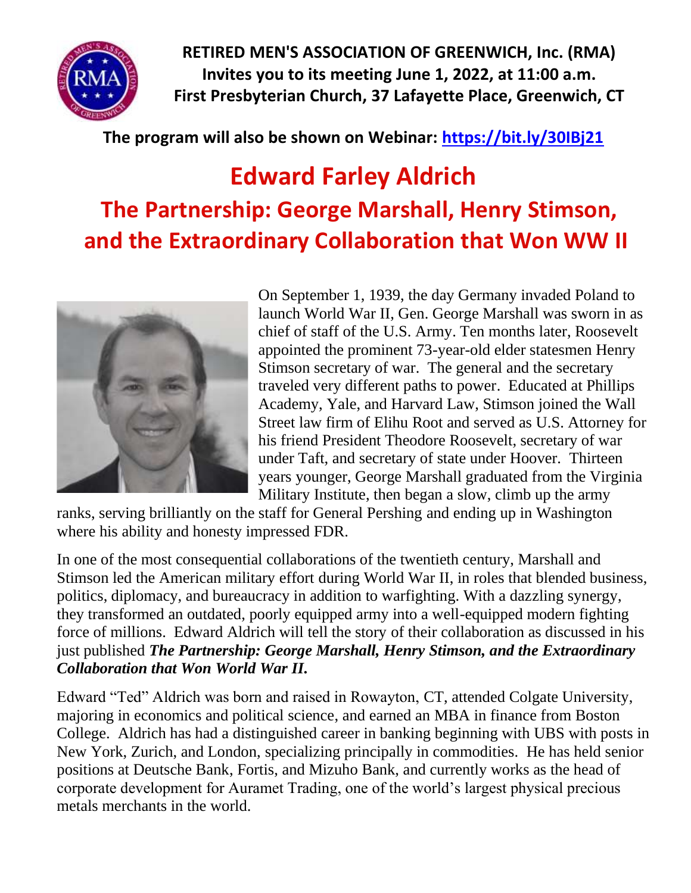**RETIRED MEN'S ASSOCIATION OF GREENWICH, Inc. (RMA)**
**Invites you to its meeting June 1, 2022, at 11:00 a.m.**
**First Presbyterian Church, 37 Lafayette Place, Greenwich, CT**

**The program will also be shown on Webinar: https://bit.ly/30IBj21**

# Edward Farley Aldrich

## The Partnership: George Marshall, Henry Stimson, and the Extraordinary Collaboration that Won WW II

On September 1, 1939, the day Germany invaded Poland to launch World War II, Gen. George Marshall was sworn in as chief of staff of the U.S. Army. Ten months later, Roosevelt appointed the prominent 73-year-old elder statesmen Henry Stimson secretary of war. The general and the secretary traveled very different paths to power. Educated at Phillips Academy, Yale, and Harvard Law, Stimson joined the Wall Street law firm of Elihu Root and served as U.S. Attorney for his friend President Theodore Roosevelt, secretary of war under Taft, and secretary of state under Hoover. Thirteen years younger, George Marshall graduated from the Virginia Military Institute, then began a slow, climb up the army ranks, serving brilliantly on the staff for General Pershing and ending up in Washington where his ability and honesty impressed FDR.

In one of the most consequential collaborations of the twentieth century, Marshall and Stimson led the American military effort during World War II, in roles that blended business, politics, diplomacy, and bureaucracy in addition to warfighting. With a dazzling synergy, they transformed an outdated, poorly equipped army into a well-equipped modern fighting force of millions. Edward Aldrich will tell the story of their collaboration as discussed in his just published ***The Partnership: George Marshall, Henry Stimson, and the Extraordinary Collaboration that Won World War II.***

Edward "Ted" Aldrich was born and raised in Rowayton, CT, attended Colgate University, majoring in economics and political science, and earned an MBA in finance from Boston College. Aldrich has had a distinguished career in banking beginning with UBS with posts in New York, Zurich, and London, specializing principally in commodities. He has held senior positions at Deutsche Bank, Fortis, and Mizuho Bank, and currently works as the head of corporate development for Auramet Trading, one of the world's largest physical precious metals merchants in the world.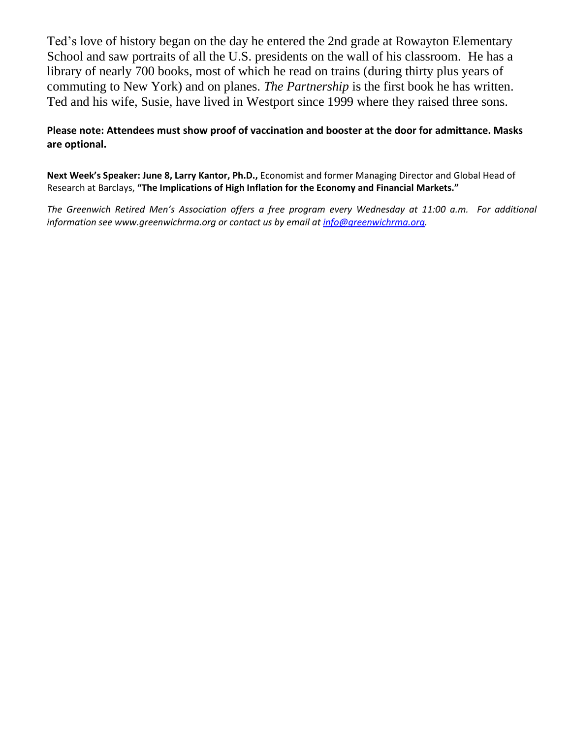Ted's love of history began on the day he entered the 2nd grade at Rowayton Elementary School and saw portraits of all the U.S. presidents on the wall of his classroom. He has a library of nearly 700 books, most of which he read on trains (during thirty plus years of commuting to New York) and on planes. *The Partnership* is the first book he has written. Ted and his wife, Susie, have lived in Westport since 1999 where they raised three sons.

**Please note: Attendees must show proof of vaccination and booster at the door for admittance. Masks are optional.**

**Next Week's Speaker: June 8, Larry Kantor, Ph.D.,** Economist and former Managing Director and Global Head of Research at Barclays, **"The Implications of High Inflation for the Economy and Financial Markets."**

*The Greenwich Retired Men's Association offers a free program every Wednesday at 11:00 a.m. For additional information see www.greenwichrma.org or contact us by email at [info@greenwichrma.org](mailto:info@greenwichrma.org).*